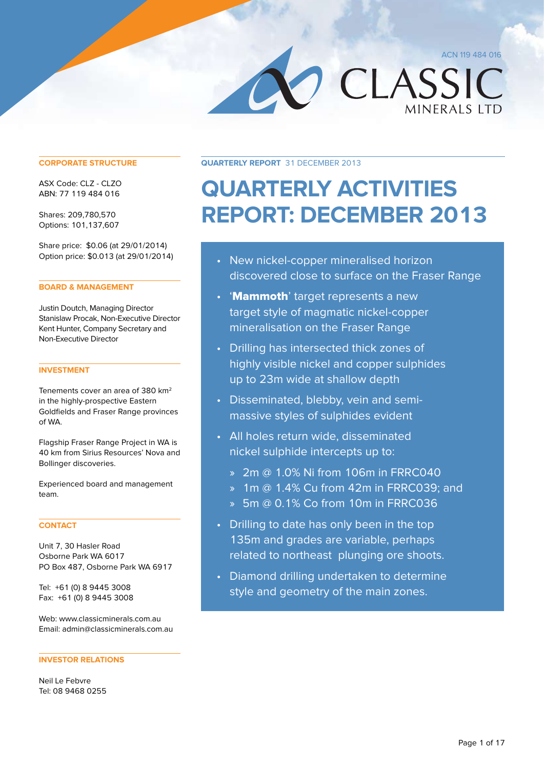ACN 119 484 016

CLASSIC MINERALS LTD

## CORPORATE STRUCTURE

ASX Code: CLZ - CLZO
ABN: 77 119 484 016

Shares: 209,780,570
Options: 101,137,607

Share price: $0.06 (at 29/01/2014)
Option price: $0.013 (at 29/01/2014)

## BOARD & MANAGEMENT

Justin Doutch, Managing Director
Stanislaw Procak, Non-Executive Director
Kent Hunter, Company Secretary and Non-Executive Director

## INVESTMENT

Tenements cover an area of 380 km² in the highly-prospective Eastern Goldfields and Fraser Range provinces of WA.

Flagship Fraser Range Project in WA is 40 km from Sirius Resources' Nova and Bollinger discoveries.

Experienced board and management team.

## CONTACT

Unit 7, 30 Hasler Road
Osborne Park WA 6017
PO Box 487, Osborne Park WA 6917

Tel: +61 (0) 8 9445 3008
Fax: +61 (0) 8 9445 3008

Web: www.classicminerals.com.au
Email: admin@classicminerals.com.au

## INVESTOR RELATIONS

Neil Le Febvre
Tel: 08 9468 0255

**QUARTERLY REPORT** 31 DECEMBER 2013

# QUARTERLY ACTIVITIES REPORT: DECEMBER 2013

- New nickel-copper mineralised horizon discovered close to surface on the Fraser Range
- '**Mammoth**' target represents a new target style of magmatic nickel-copper mineralisation on the Fraser Range
- Drilling has intersected thick zones of highly visible nickel and copper sulphides up to 23m wide at shallow depth
- Disseminated, blebby, vein and semi-massive styles of sulphides evident
- All holes return wide, disseminated nickel sulphide intercepts up to:
  - 2m @ 1.0% Ni from 106m in FRRC040
  - 1m @ 1.4% Cu from 42m in FRRC039; and
  - 5m @ 0.1% Co from 10m in FRRC036
- Drilling to date has only been in the top 135m and grades are variable, perhaps related to northeast plunging ore shoots.
- Diamond drilling undertaken to determine style and geometry of the main zones.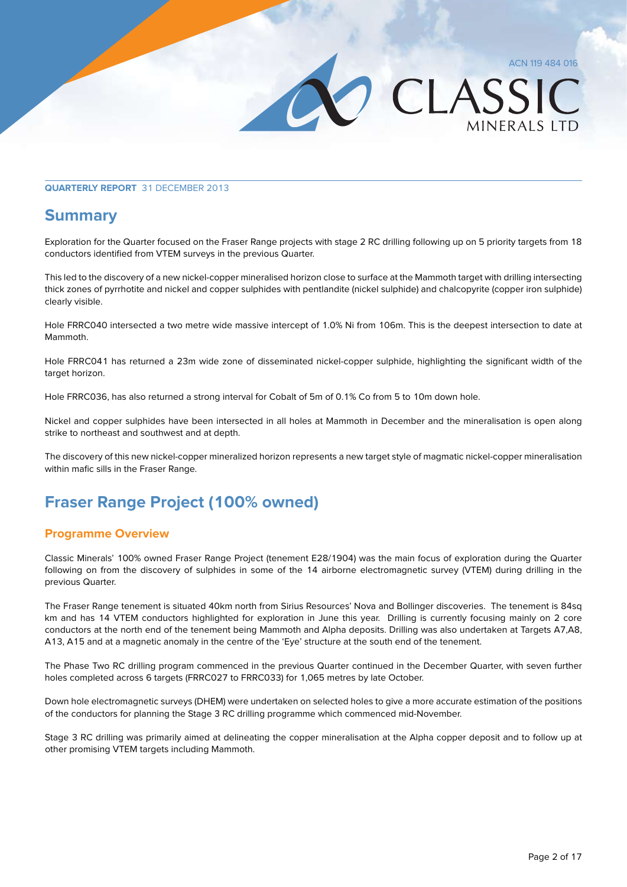**QUARTERLY REPORT** 31 DECEMBER 2013

## Summary

Exploration for the Quarter focused on the Fraser Range projects with stage 2 RC drilling following up on 5 priority targets from 18 conductors identified from VTEM surveys in the previous Quarter.

This led to the discovery of a new nickel-copper mineralised horizon close to surface at the Mammoth target with drilling intersecting thick zones of pyrrhotite and nickel and copper sulphides with pentlandite (nickel sulphide) and chalcopyrite (copper iron sulphide) clearly visible.

Hole FRRC040 intersected a two metre wide massive intercept of 1.0% Ni from 106m. This is the deepest intersection to date at Mammoth.

Hole FRRC041 has returned a 23m wide zone of disseminated nickel-copper sulphide, highlighting the significant width of the target horizon.

Hole FRRC036, has also returned a strong interval for Cobalt of 5m of 0.1% Co from 5 to 10m down hole.

Nickel and copper sulphides have been intersected in all holes at Mammoth in December and the mineralisation is open along strike to northeast and southwest and at depth.

The discovery of this new nickel-copper mineralized horizon represents a new target style of magmatic nickel-copper mineralisation within mafic sills in the Fraser Range.

## Fraser Range Project (100% owned)

### Programme Overview

Classic Minerals' 100% owned Fraser Range Project (tenement E28/1904) was the main focus of exploration during the Quarter following on from the discovery of sulphides in some of the 14 airborne electromagnetic survey (VTEM) during drilling in the previous Quarter.

The Fraser Range tenement is situated 40km north from Sirius Resources' Nova and Bollinger discoveries. The tenement is 84sq km and has 14 VTEM conductors highlighted for exploration in June this year. Drilling is currently focusing mainly on 2 core conductors at the north end of the tenement being Mammoth and Alpha deposits. Drilling was also undertaken at Targets A7,A8, A13, A15 and at a magnetic anomaly in the centre of the 'Eye' structure at the south end of the tenement.

The Phase Two RC drilling program commenced in the previous Quarter continued in the December Quarter, with seven further holes completed across 6 targets (FRRC027 to FRRC033) for 1,065 metres by late October.

Down hole electromagnetic surveys (DHEM) were undertaken on selected holes to give a more accurate estimation of the positions of the conductors for planning the Stage 3 RC drilling programme which commenced mid-November.

Stage 3 RC drilling was primarily aimed at delineating the copper mineralisation at the Alpha copper deposit and to follow up at other promising VTEM targets including Mammoth.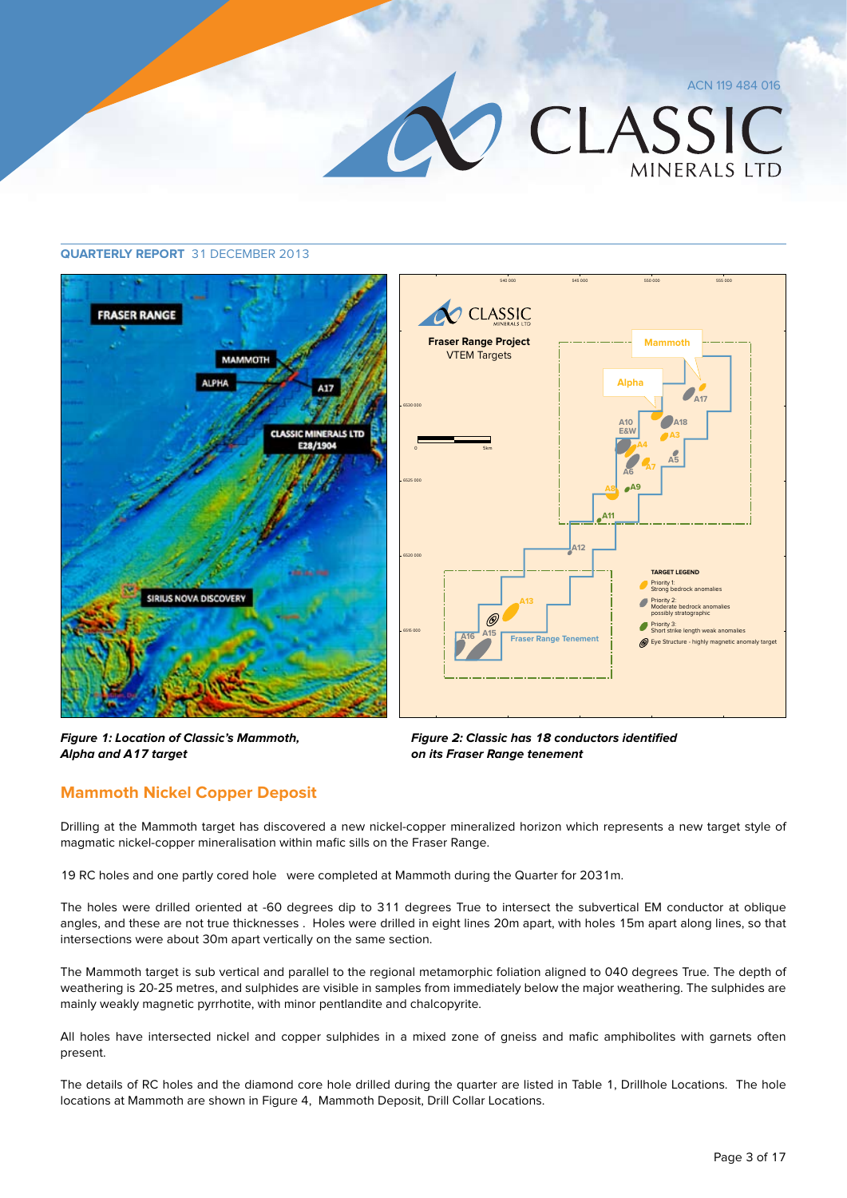**QUARTERLY REPORT** 31 DECEMBER 2013

FRASER RANGE

MAMMOTH

ALPHA

A17

CLASSIC MINERALS LTD E28/1904

SIRIUS NOVA DISCOVERY

CLASSIC MINERALS LTD

Fraser Range Project
VTEM Targets

Mammoth

Alpha

A17

A10 E&W

A18

A3

A4

A6

A7

A5

A8

A9

A11

A12

A13

A15

A16

Fraser Range Tenement

0

5km

TARGET LEGEND

Priority 1: Strong bedrock anomalies

Priority 2: Moderate bedrock anomalies possibly stratographic

Priority 3: Short strike length weak anomalies

Eye Structure - highly magnetic anomaly target

*Figure 1: Location of Classic's Mammoth, Alpha and A17 target*

*Figure 2: Classic has 18 conductors identified on its Fraser Range tenement*

## Mammoth Nickel Copper Deposit

Drilling at the Mammoth target has discovered a new nickel-copper mineralized horizon which represents a new target style of magmatic nickel-copper mineralisation within mafic sills on the Fraser Range.

19 RC holes and one partly cored hole were completed at Mammoth during the Quarter for 2031m.

The holes were drilled oriented at -60 degrees dip to 311 degrees True to intersect the subvertical EM conductor at oblique angles, and these are not true thicknesses . Holes were drilled in eight lines 20m apart, with holes 15m apart along lines, so that intersections were about 30m apart vertically on the same section.

The Mammoth target is sub vertical and parallel to the regional metamorphic foliation aligned to 040 degrees True. The depth of weathering is 20-25 metres, and sulphides are visible in samples from immediately below the major weathering. The sulphides are mainly weakly magnetic pyrrhotite, with minor pentlandite and chalcopyrite.

All holes have intersected nickel and copper sulphides in a mixed zone of gneiss and mafic amphibolites with garnets often present.

The details of RC holes and the diamond core hole drilled during the quarter are listed in Table 1, Drillhole Locations. The hole locations at Mammoth are shown in Figure 4, Mammoth Deposit, Drill Collar Locations.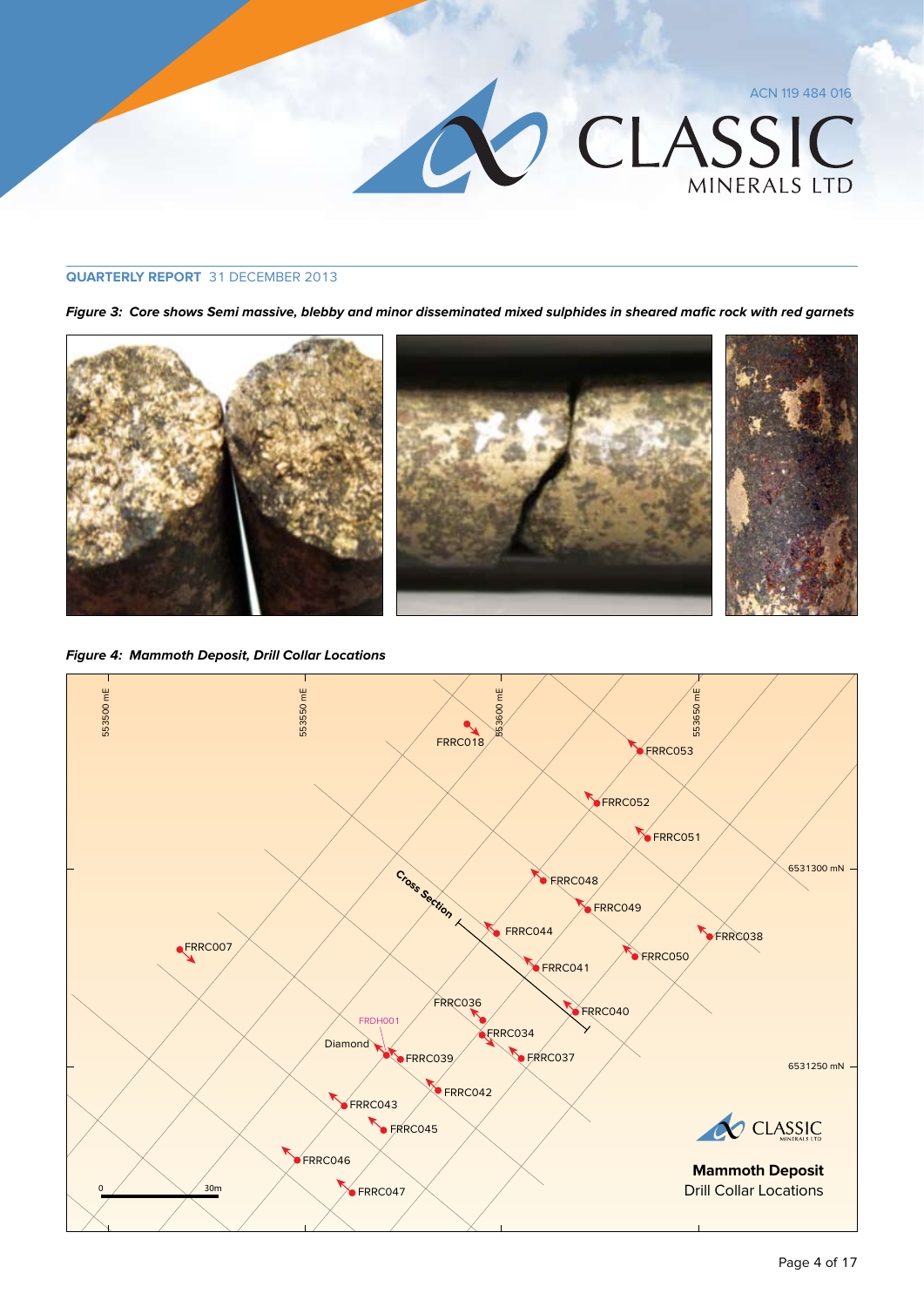**QUARTERLY REPORT** 31 DECEMBER 2013

***Figure 3: Core shows Semi massive, blebby and minor disseminated mixed sulphides in sheared mafic rock with red garnets***

***Figure 4: Mammoth Deposit, Drill Collar Locations***

553500 mE
553550 mE
553600 mE
553650 mE
6531300 mN
6531250 mN
FRRC018
FRRC053
FRRC052
FRRC051
FRRC048
FRRC049
FRRC044
FRRC038
FRRC007
FRRC050
FRRC041
FRRC036
FRRC040
FRDH001
Diamond
FRRC034
FRRC039
FRRC037
FRRC042
FRRC043
FRRC045
FRRC046
FRRC047
Cross Section
0
30m
CLASSIC MINERALS LTD
**Mammoth Deposit**
Drill Collar Locations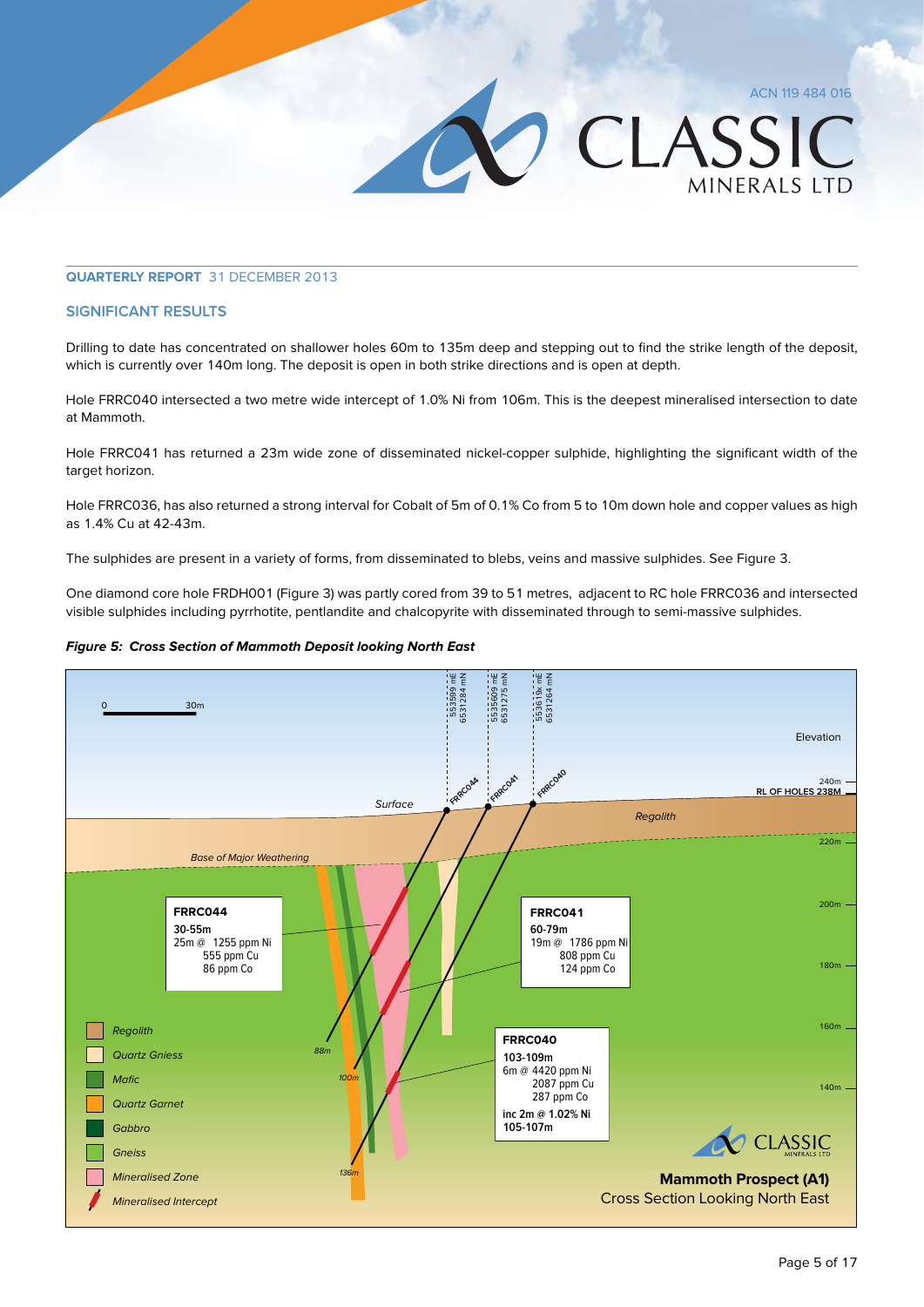**QUARTERLY REPORT** 31 DECEMBER 2013

## SIGNIFICANT RESULTS

Drilling to date has concentrated on shallower holes 60m to 135m deep and stepping out to find the strike length of the deposit, which is currently over 140m long. The deposit is open in both strike directions and is open at depth.

Hole FRRC040 intersected a two metre wide intercept of 1.0% Ni from 106m. This is the deepest mineralised intersection to date at Mammoth.

Hole FRRC041 has returned a 23m wide zone of disseminated nickel-copper sulphide, highlighting the significant width of the target horizon.

Hole FRRC036, has also returned a strong interval for Cobalt of 5m of 0.1% Co from 5 to 10m down hole and copper values as high as 1.4% Cu at 42-43m.

The sulphides are present in a variety of forms, from disseminated to blebs, veins and massive sulphides. See Figure 3.

One diamond core hole FRDH001 (Figure 3) was partly cored from 39 to 51 metres, adjacent to RC hole FRRC036 and intersected visible sulphides including pyrrhotite, pentlandite and chalcopyrite with disseminated through to semi-massive sulphides.

***Figure 5: Cross Section of Mammoth Deposit looking North East***

0 30m

553599 mE 6531284 mN
5535609 mE 6531275 mN
553619x mE 6531264 mN

FRRC044
FRRC041
FRRC040

Surface
Regolith
Base of Major Weathering

Elevation
240m
RL OF HOLES 238M
220m
200m
180m
160m
140m

**FRRC044**
**30-55m**
25m @ 1255 ppm Ni
555 ppm Cu
86 ppm Co

**FRRC041**
**60-79m**
19m @ 1786 ppm Ni
808 ppm Cu
124 ppm Co

**FRRC040**
**103-109m**
6m @ 4420 ppm Ni
2087 ppm Cu
287 ppm Co
**inc 2m @ 1.02% Ni**
**105-107m**

88m
100m
136m

Regolith
Quartz Gniess
Mafic
Quartz Garnet
Gabbro
Gneiss
Mineralised Zone
Mineralised Intercept

CLASSIC MINERALS LTD

**Mammoth Prospect (A1)**
Cross Section Looking North East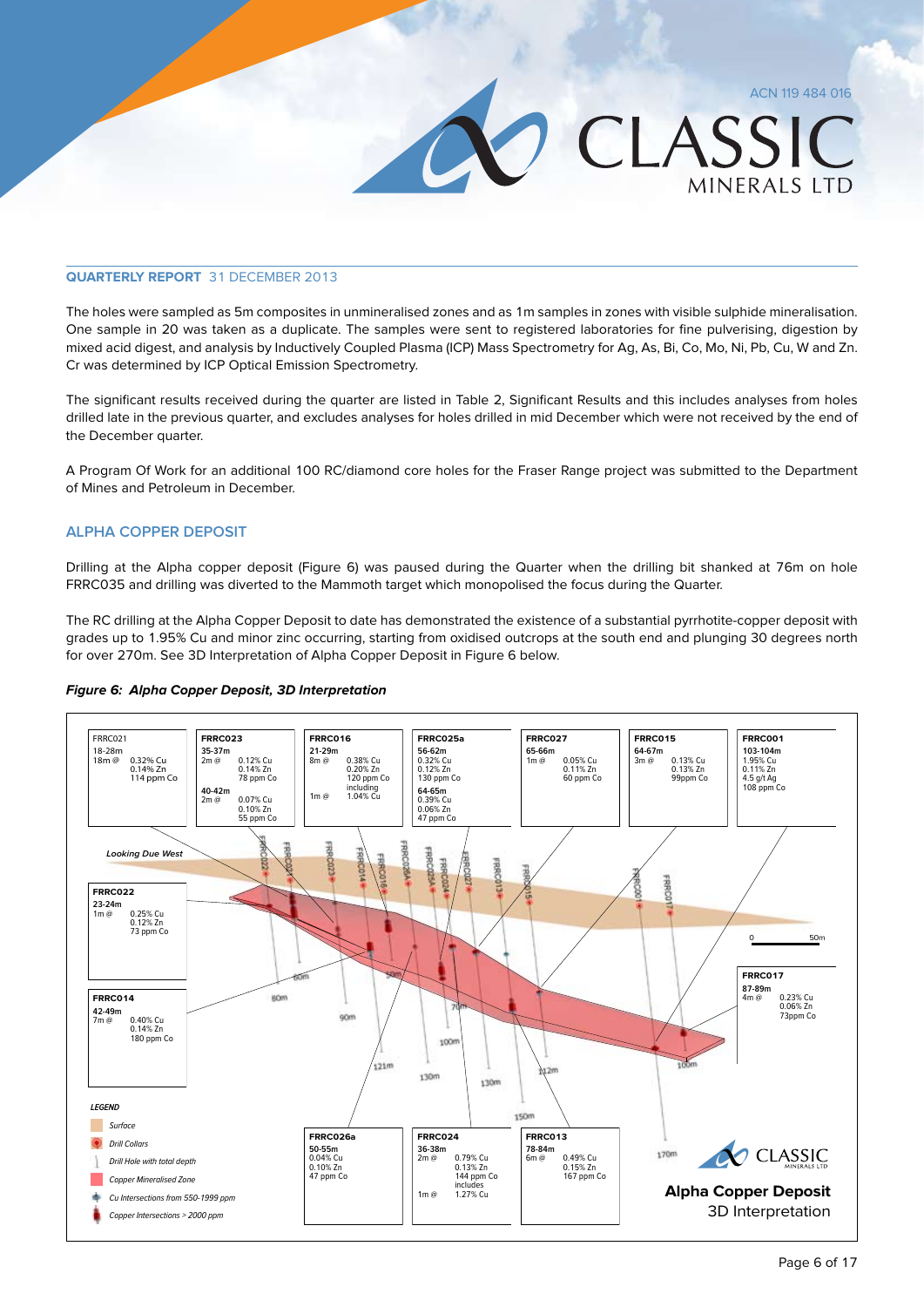**QUARTERLY REPORT** 31 DECEMBER 2013

The holes were sampled as 5m composites in unmineralised zones and as 1m samples in zones with visible sulphide mineralisation. One sample in 20 was taken as a duplicate. The samples were sent to registered laboratories for fine pulverising, digestion by mixed acid digest, and analysis by Inductively Coupled Plasma (ICP) Mass Spectrometry for Ag, As, Bi, Co, Mo, Ni, Pb, Cu, W and Zn. Cr was determined by ICP Optical Emission Spectrometry.

The significant results received during the quarter are listed in Table 2, Significant Results and this includes analyses from holes drilled late in the previous quarter, and excludes analyses for holes drilled in mid December which were not received by the end of the December quarter.

A Program Of Work for an additional 100 RC/diamond core holes for the Fraser Range project was submitted to the Department of Mines and Petroleum in December.

## ALPHA COPPER DEPOSIT

Drilling at the Alpha copper deposit (Figure 6) was paused during the Quarter when the drilling bit shanked at 76m on hole FRRC035 and drilling was diverted to the Mammoth target which monopolised the focus during the Quarter.

The RC drilling at the Alpha Copper Deposit to date has demonstrated the existence of a substantial pyrrhotite-copper deposit with grades up to 1.95% Cu and minor zinc occurring, starting from oxidised outcrops at the south end and plunging 30 degrees north for over 270m. See 3D Interpretation of Alpha Copper Deposit in Figure 6 below.

***Figure 6: Alpha Copper Deposit, 3D Interpretation***

FRRC021
18-28m
18m @ 0.32% Cu 0.14% Zn 114 ppm Co

FRRC023
35-37m
2m @ 0.12% Cu 0.14% Zn 78 ppm Co
40-42m
2m @ 0.07% Cu 0.10% Zn 55 ppm Co

FRRC016
21-29m
8m @ 0.38% Cu 0.20% Zn 120 ppm Co
including
1m @ 1.04% Cu

FRRC025a
56-62m
0.32% Cu 0.12% Zn 130 ppm Co
64-65m
0.39% Cu 0.06% Zn 47 ppm Co

FRRC027
65-66m
1m @ 0.05% Cu 0.11% Zn 60 ppm Co

FRRC015
64-67m
3m @ 0.13% Cu 0.13% Zn 99ppm Co

FRRC001
103-104m
1.95% Cu 0.11% Zn 4.5 g/t Ag 108 ppm Co

Looking Due West

FRRC022
23-24m
1m @ 0.25% Cu 0.12% Zn 73 ppm Co

FRRC014
42-49m
7m @ 0.40% Cu 0.14% Zn 180 ppm Co

FRRC017
87-89m
4m @ 0.23% Cu 0.06% Zn 73ppm Co

FRRC022 FRRC021 FRRC023 FRRC014 FRRC016 FRRC026A FRRC025A FRRC024 FRRC027 FRRC013 FRRC015 FRRC001 FRRC017

0 50m

60m 80m 90m 50m 70m 100m 121m 130m 130m 112m 150m 100m 170m

LEGEND
Surface
Drill Collars
Drill Hole with total depth
Copper Mineralised Zone
Cu Intersections from 550-1999 ppm
Copper Intersections > 2000 ppm

FRRC026a
50-55m
0.04% Cu 0.10% Zn 47 ppm Co

FRRC024
36-38m
2m @ 0.79% Cu 0.13% Zn 144 ppm Co
includes
1m @ 1.27% Cu

FRRC013
78-84m
6m @ 0.49% Cu 0.15% Zn 167 ppm Co

CLASSIC MINERALS LTD

**Alpha Copper Deposit**
3D Interpretation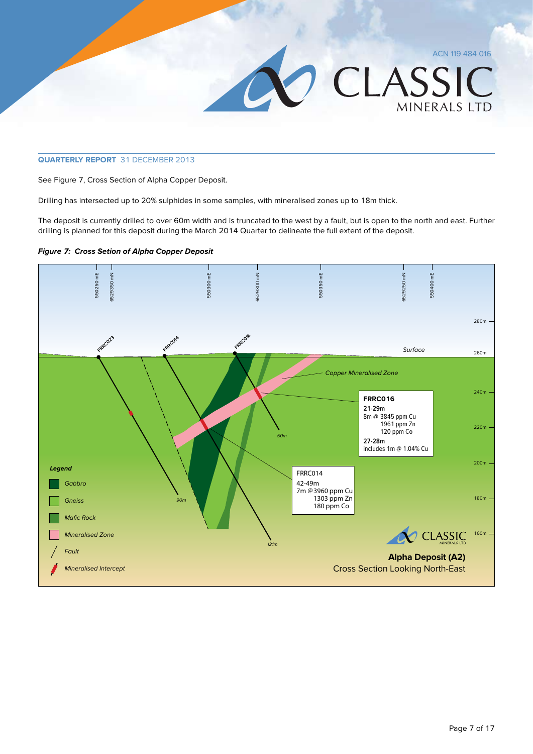See Figure 7, Cross Section of Alpha Copper Deposit.

Drilling has intersected up to 20% sulphides in some samples, with mineralised zones up to 18m thick.

The deposit is currently drilled to over 60m width and is truncated to the west by a fault, but is open to the north and east. Further drilling is planned for this deposit during the March 2014 Quarter to delineate the full extent of the deposit.

***Figure 7: Cross Setion of Alpha Copper Deposit***

550250 mE
6529350 mN
550300 mE
6529300 mN
550350 mE
6529250 mN
550400 mE

280m
260m
240m
220m
200m
180m
160m

FRRC023
FRRC014
FRRC016

Surface

Copper Mineralised Zone

**FRRC016**
**21-29m**
8m @ 3845 ppm Cu
1961 ppm Zn
120 ppm Co
**27-28m**
includes 1m @ 1.04% Cu

50m

FRRC014
42-49m
7m @3960 ppm Cu
1303 ppm Zn
180 ppm Co

90m

121m

*Legend*
*Gabbro*
*Gneiss*
*Mafic Rock*
*Mineralised Zone*
*Fault*
*Mineralised Intercept*

CLASSIC MINERALS LTD

**Alpha Deposit (A2)**
Cross Section Looking North-East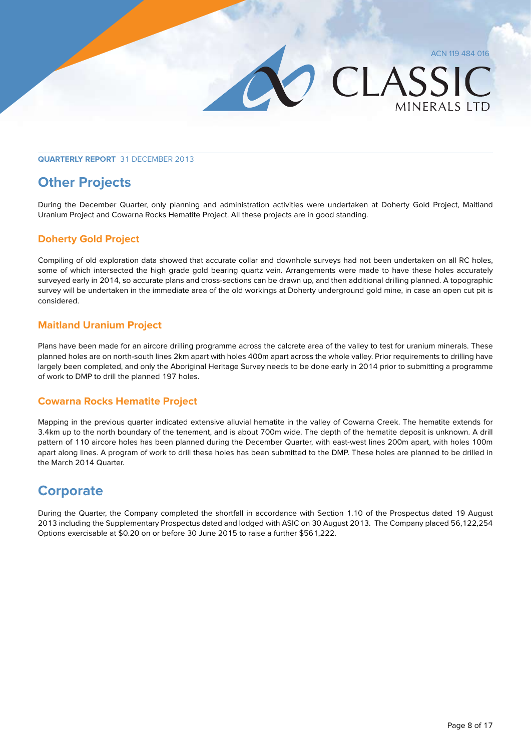## Other Projects

During the December Quarter, only planning and administration activities were undertaken at Doherty Gold Project, Maitland Uranium Project and Cowarna Rocks Hematite Project. All these projects are in good standing.

### Doherty Gold Project

Compiling of old exploration data showed that accurate collar and downhole surveys had not been undertaken on all RC holes, some of which intersected the high grade gold bearing quartz vein. Arrangements were made to have these holes accurately surveyed early in 2014, so accurate plans and cross-sections can be drawn up, and then additional drilling planned. A topographic survey will be undertaken in the immediate area of the old workings at Doherty underground gold mine, in case an open cut pit is considered.

### Maitland Uranium Project

Plans have been made for an aircore drilling programme across the calcrete area of the valley to test for uranium minerals. These planned holes are on north-south lines 2km apart with holes 400m apart across the whole valley. Prior requirements to drilling have largely been completed, and only the Aboriginal Heritage Survey needs to be done early in 2014 prior to submitting a programme of work to DMP to drill the planned 197 holes.

### Cowarna Rocks Hematite Project

Mapping in the previous quarter indicated extensive alluvial hematite in the valley of Cowarna Creek. The hematite extends for 3.4km up to the north boundary of the tenement, and is about 700m wide. The depth of the hematite deposit is unknown. A drill pattern of 110 aircore holes has been planned during the December Quarter, with east-west lines 200m apart, with holes 100m apart along lines. A program of work to drill these holes has been submitted to the DMP. These holes are planned to be drilled in the March 2014 Quarter.

## Corporate

During the Quarter, the Company completed the shortfall in accordance with Section 1.10 of the Prospectus dated 19 August 2013 including the Supplementary Prospectus dated and lodged with ASIC on 30 August 2013. The Company placed 56,122,254 Options exercisable at $0.20 on or before 30 June 2015 to raise a further $561,222.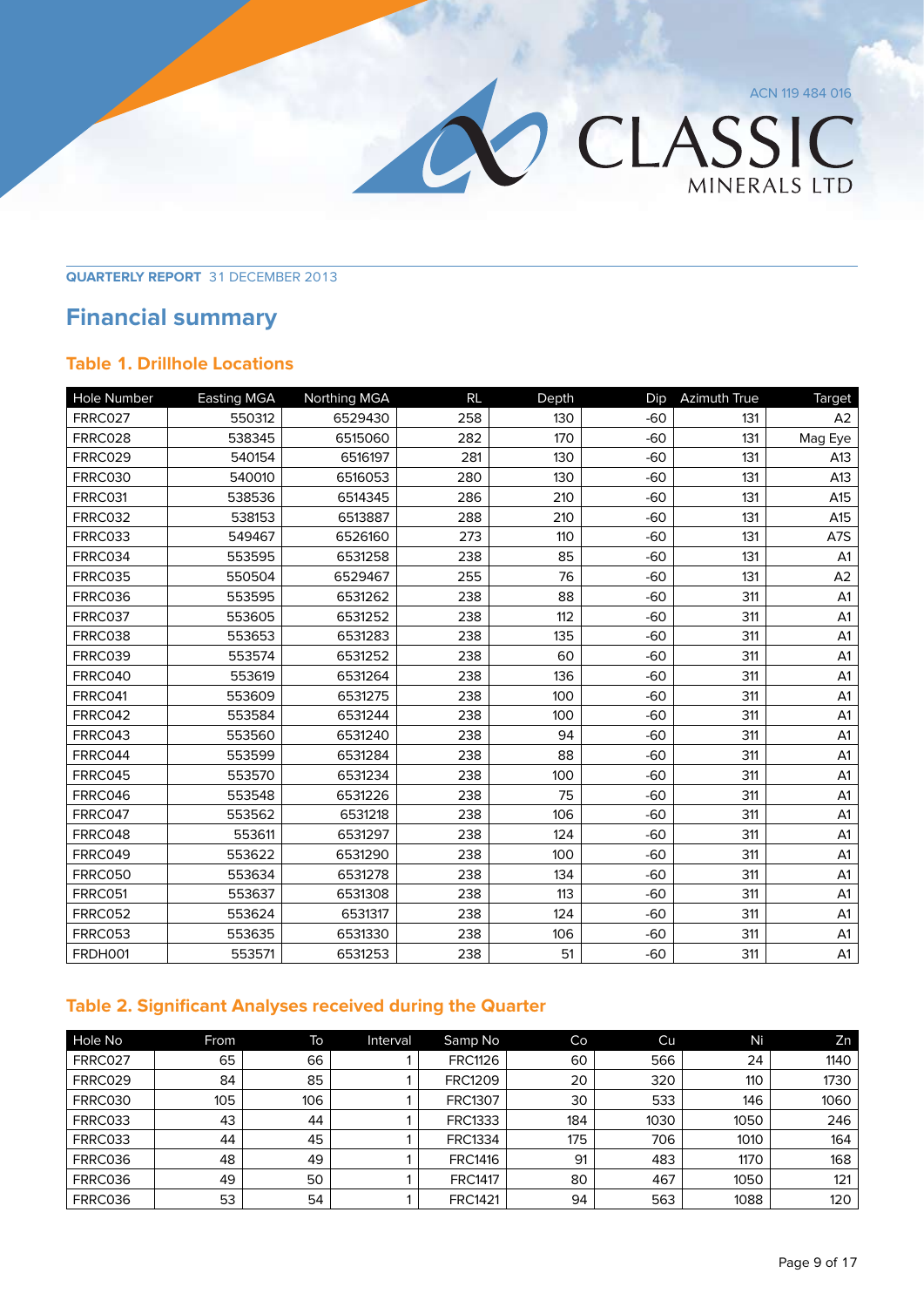QUARTERLY REPORT 31 DECEMBER 2013

## Financial summary

### Table 1. Drillhole Locations

| Hole Number | Easting MGA | Northing MGA | RL | Depth | Dip | Azimuth True | Target |
|---|---|---|---|---|---|---|---|
| FRRC027 | 550312 | 6529430 | 258 | 130 | -60 | 131 | A2 |
| FRRC028 | 538345 | 6515060 | 282 | 170 | -60 | 131 | Mag Eye |
| FRRC029 | 540154 | 6516197 | 281 | 130 | -60 | 131 | A13 |
| FRRC030 | 540010 | 6516053 | 280 | 130 | -60 | 131 | A13 |
| FRRC031 | 538536 | 6514345 | 286 | 210 | -60 | 131 | A15 |
| FRRC032 | 538153 | 6513887 | 288 | 210 | -60 | 131 | A15 |
| FRRC033 | 549467 | 6526160 | 273 | 110 | -60 | 131 | A7S |
| FRRC034 | 553595 | 6531258 | 238 | 85 | -60 | 131 | A1 |
| FRRC035 | 550504 | 6529467 | 255 | 76 | -60 | 131 | A2 |
| FRRC036 | 553595 | 6531262 | 238 | 88 | -60 | 311 | A1 |
| FRRC037 | 553605 | 6531252 | 238 | 112 | -60 | 311 | A1 |
| FRRC038 | 553653 | 6531283 | 238 | 135 | -60 | 311 | A1 |
| FRRC039 | 553574 | 6531252 | 238 | 60 | -60 | 311 | A1 |
| FRRC040 | 553619 | 6531264 | 238 | 136 | -60 | 311 | A1 |
| FRRC041 | 553609 | 6531275 | 238 | 100 | -60 | 311 | A1 |
| FRRC042 | 553584 | 6531244 | 238 | 100 | -60 | 311 | A1 |
| FRRC043 | 553560 | 6531240 | 238 | 94 | -60 | 311 | A1 |
| FRRC044 | 553599 | 6531284 | 238 | 88 | -60 | 311 | A1 |
| FRRC045 | 553570 | 6531234 | 238 | 100 | -60 | 311 | A1 |
| FRRC046 | 553548 | 6531226 | 238 | 75 | -60 | 311 | A1 |
| FRRC047 | 553562 | 6531218 | 238 | 106 | -60 | 311 | A1 |
| FRRC048 | 553611 | 6531297 | 238 | 124 | -60 | 311 | A1 |
| FRRC049 | 553622 | 6531290 | 238 | 100 | -60 | 311 | A1 |
| FRRC050 | 553634 | 6531278 | 238 | 134 | -60 | 311 | A1 |
| FRRC051 | 553637 | 6531308 | 238 | 113 | -60 | 311 | A1 |
| FRRC052 | 553624 | 6531317 | 238 | 124 | -60 | 311 | A1 |
| FRRC053 | 553635 | 6531330 | 238 | 106 | -60 | 311 | A1 |
| FRDH001 | 553571 | 6531253 | 238 | 51 | -60 | 311 | A1 |

### Table 2. Significant Analyses received during the Quarter

| Hole No | From | To | Interval | Samp No | Co | Cu | Ni | Zn |
|---|---|---|---|---|---|---|---|---|
| FRRC027 | 65 | 66 | 1 | FRC1126 | 60 | 566 | 24 | 1140 |
| FRRC029 | 84 | 85 | 1 | FRC1209 | 20 | 320 | 110 | 1730 |
| FRRC030 | 105 | 106 | 1 | FRC1307 | 30 | 533 | 146 | 1060 |
| FRRC033 | 43 | 44 | 1 | FRC1333 | 184 | 1030 | 1050 | 246 |
| FRRC033 | 44 | 45 | 1 | FRC1334 | 175 | 706 | 1010 | 164 |
| FRRC036 | 48 | 49 | 1 | FRC1416 | 91 | 483 | 1170 | 168 |
| FRRC036 | 49 | 50 | 1 | FRC1417 | 80 | 467 | 1050 | 121 |
| FRRC036 | 53 | 54 | 1 | FRC1421 | 94 | 563 | 1088 | 120 |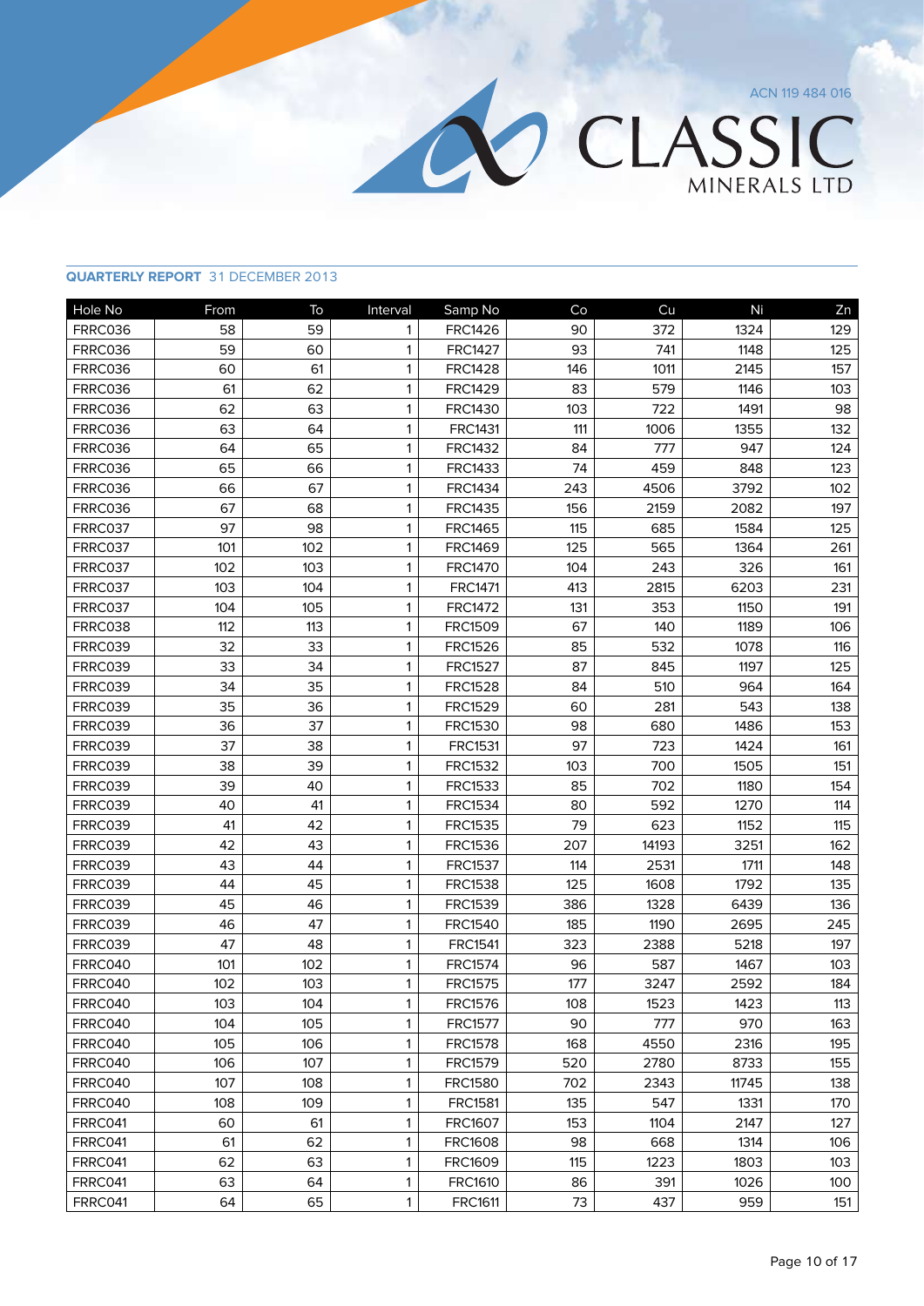| Hole No | From | To | Interval | Samp No | Co | Cu | Ni | Zn |
|---|---|---|---|---|---|---|---|---|
| FRRC036 | 58 | 59 | 1 | FRC1426 | 90 | 372 | 1324 | 129 |
| FRRC036 | 59 | 60 | 1 | FRC1427 | 93 | 741 | 1148 | 125 |
| FRRC036 | 60 | 61 | 1 | FRC1428 | 146 | 1011 | 2145 | 157 |
| FRRC036 | 61 | 62 | 1 | FRC1429 | 83 | 579 | 1146 | 103 |
| FRRC036 | 62 | 63 | 1 | FRC1430 | 103 | 722 | 1491 | 98 |
| FRRC036 | 63 | 64 | 1 | FRC1431 | 111 | 1006 | 1355 | 132 |
| FRRC036 | 64 | 65 | 1 | FRC1432 | 84 | 777 | 947 | 124 |
| FRRC036 | 65 | 66 | 1 | FRC1433 | 74 | 459 | 848 | 123 |
| FRRC036 | 66 | 67 | 1 | FRC1434 | 243 | 4506 | 3792 | 102 |
| FRRC036 | 67 | 68 | 1 | FRC1435 | 156 | 2159 | 2082 | 197 |
| FRRC037 | 97 | 98 | 1 | FRC1465 | 115 | 685 | 1584 | 125 |
| FRRC037 | 101 | 102 | 1 | FRC1469 | 125 | 565 | 1364 | 261 |
| FRRC037 | 102 | 103 | 1 | FRC1470 | 104 | 243 | 326 | 161 |
| FRRC037 | 103 | 104 | 1 | FRC1471 | 413 | 2815 | 6203 | 231 |
| FRRC037 | 104 | 105 | 1 | FRC1472 | 131 | 353 | 1150 | 191 |
| FRRC038 | 112 | 113 | 1 | FRC1509 | 67 | 140 | 1189 | 106 |
| FRRC039 | 32 | 33 | 1 | FRC1526 | 85 | 532 | 1078 | 116 |
| FRRC039 | 33 | 34 | 1 | FRC1527 | 87 | 845 | 1197 | 125 |
| FRRC039 | 34 | 35 | 1 | FRC1528 | 84 | 510 | 964 | 164 |
| FRRC039 | 35 | 36 | 1 | FRC1529 | 60 | 281 | 543 | 138 |
| FRRC039 | 36 | 37 | 1 | FRC1530 | 98 | 680 | 1486 | 153 |
| FRRC039 | 37 | 38 | 1 | FRC1531 | 97 | 723 | 1424 | 161 |
| FRRC039 | 38 | 39 | 1 | FRC1532 | 103 | 700 | 1505 | 151 |
| FRRC039 | 39 | 40 | 1 | FRC1533 | 85 | 702 | 1180 | 154 |
| FRRC039 | 40 | 41 | 1 | FRC1534 | 80 | 592 | 1270 | 114 |
| FRRC039 | 41 | 42 | 1 | FRC1535 | 79 | 623 | 1152 | 115 |
| FRRC039 | 42 | 43 | 1 | FRC1536 | 207 | 14193 | 3251 | 162 |
| FRRC039 | 43 | 44 | 1 | FRC1537 | 114 | 2531 | 1711 | 148 |
| FRRC039 | 44 | 45 | 1 | FRC1538 | 125 | 1608 | 1792 | 135 |
| FRRC039 | 45 | 46 | 1 | FRC1539 | 386 | 1328 | 6439 | 136 |
| FRRC039 | 46 | 47 | 1 | FRC1540 | 185 | 1190 | 2695 | 245 |
| FRRC039 | 47 | 48 | 1 | FRC1541 | 323 | 2388 | 5218 | 197 |
| FRRC040 | 101 | 102 | 1 | FRC1574 | 96 | 587 | 1467 | 103 |
| FRRC040 | 102 | 103 | 1 | FRC1575 | 177 | 3247 | 2592 | 184 |
| FRRC040 | 103 | 104 | 1 | FRC1576 | 108 | 1523 | 1423 | 113 |
| FRRC040 | 104 | 105 | 1 | FRC1577 | 90 | 777 | 970 | 163 |
| FRRC040 | 105 | 106 | 1 | FRC1578 | 168 | 4550 | 2316 | 195 |
| FRRC040 | 106 | 107 | 1 | FRC1579 | 520 | 2780 | 8733 | 155 |
| FRRC040 | 107 | 108 | 1 | FRC1580 | 702 | 2343 | 11745 | 138 |
| FRRC040 | 108 | 109 | 1 | FRC1581 | 135 | 547 | 1331 | 170 |
| FRRC041 | 60 | 61 | 1 | FRC1607 | 153 | 1104 | 2147 | 127 |
| FRRC041 | 61 | 62 | 1 | FRC1608 | 98 | 668 | 1314 | 106 |
| FRRC041 | 62 | 63 | 1 | FRC1609 | 115 | 1223 | 1803 | 103 |
| FRRC041 | 63 | 64 | 1 | FRC1610 | 86 | 391 | 1026 | 100 |
| FRRC041 | 64 | 65 | 1 | FRC1611 | 73 | 437 | 959 | 151 |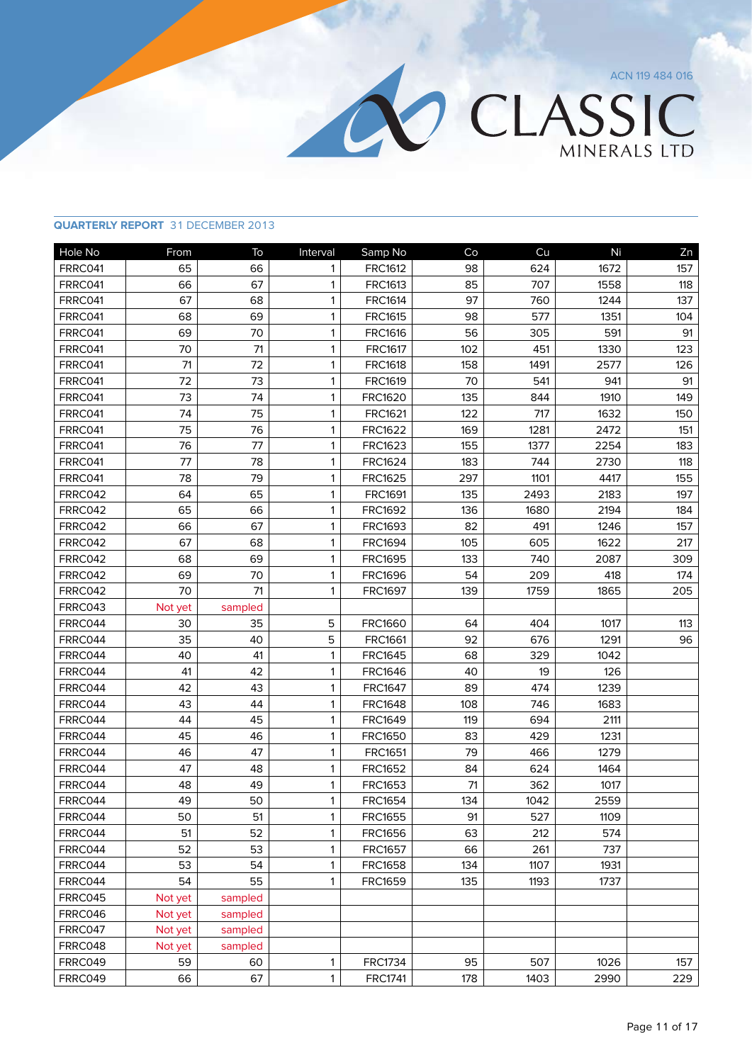**QUARTERLY REPORT** 31 DECEMBER 2013

| Hole No | From | To | Interval | Samp No | Co | Cu | Ni | Zn |
|---|---|---|---|---|---|---|---|---|
| FRRC041 | 65 | 66 | 1 | FRC1612 | 98 | 624 | 1672 | 157 |
| FRRC041 | 66 | 67 | 1 | FRC1613 | 85 | 707 | 1558 | 118 |
| FRRC041 | 67 | 68 | 1 | FRC1614 | 97 | 760 | 1244 | 137 |
| FRRC041 | 68 | 69 | 1 | FRC1615 | 98 | 577 | 1351 | 104 |
| FRRC041 | 69 | 70 | 1 | FRC1616 | 56 | 305 | 591 | 91 |
| FRRC041 | 70 | 71 | 1 | FRC1617 | 102 | 451 | 1330 | 123 |
| FRRC041 | 71 | 72 | 1 | FRC1618 | 158 | 1491 | 2577 | 126 |
| FRRC041 | 72 | 73 | 1 | FRC1619 | 70 | 541 | 941 | 91 |
| FRRC041 | 73 | 74 | 1 | FRC1620 | 135 | 844 | 1910 | 149 |
| FRRC041 | 74 | 75 | 1 | FRC1621 | 122 | 717 | 1632 | 150 |
| FRRC041 | 75 | 76 | 1 | FRC1622 | 169 | 1281 | 2472 | 151 |
| FRRC041 | 76 | 77 | 1 | FRC1623 | 155 | 1377 | 2254 | 183 |
| FRRC041 | 77 | 78 | 1 | FRC1624 | 183 | 744 | 2730 | 118 |
| FRRC041 | 78 | 79 | 1 | FRC1625 | 297 | 1101 | 4417 | 155 |
| FRRC042 | 64 | 65 | 1 | FRC1691 | 135 | 2493 | 2183 | 197 |
| FRRC042 | 65 | 66 | 1 | FRC1692 | 136 | 1680 | 2194 | 184 |
| FRRC042 | 66 | 67 | 1 | FRC1693 | 82 | 491 | 1246 | 157 |
| FRRC042 | 67 | 68 | 1 | FRC1694 | 105 | 605 | 1622 | 217 |
| FRRC042 | 68 | 69 | 1 | FRC1695 | 133 | 740 | 2087 | 309 |
| FRRC042 | 69 | 70 | 1 | FRC1696 | 54 | 209 | 418 | 174 |
| FRRC042 | 70 | 71 | 1 | FRC1697 | 139 | 1759 | 1865 | 205 |
| FRRC043 | Not yet | sampled | | | | | | |
| FRRC044 | 30 | 35 | 5 | FRC1660 | 64 | 404 | 1017 | 113 |
| FRRC044 | 35 | 40 | 5 | FRC1661 | 92 | 676 | 1291 | 96 |
| FRRC044 | 40 | 41 | 1 | FRC1645 | 68 | 329 | 1042 | |
| FRRC044 | 41 | 42 | 1 | FRC1646 | 40 | 19 | 126 | |
| FRRC044 | 42 | 43 | 1 | FRC1647 | 89 | 474 | 1239 | |
| FRRC044 | 43 | 44 | 1 | FRC1648 | 108 | 746 | 1683 | |
| FRRC044 | 44 | 45 | 1 | FRC1649 | 119 | 694 | 2111 | |
| FRRC044 | 45 | 46 | 1 | FRC1650 | 83 | 429 | 1231 | |
| FRRC044 | 46 | 47 | 1 | FRC1651 | 79 | 466 | 1279 | |
| FRRC044 | 47 | 48 | 1 | FRC1652 | 84 | 624 | 1464 | |
| FRRC044 | 48 | 49 | 1 | FRC1653 | 71 | 362 | 1017 | |
| FRRC044 | 49 | 50 | 1 | FRC1654 | 134 | 1042 | 2559 | |
| FRRC044 | 50 | 51 | 1 | FRC1655 | 91 | 527 | 1109 | |
| FRRC044 | 51 | 52 | 1 | FRC1656 | 63 | 212 | 574 | |
| FRRC044 | 52 | 53 | 1 | FRC1657 | 66 | 261 | 737 | |
| FRRC044 | 53 | 54 | 1 | FRC1658 | 134 | 1107 | 1931 | |
| FRRC044 | 54 | 55 | 1 | FRC1659 | 135 | 1193 | 1737 | |
| FRRC045 | Not yet | sampled | | | | | | |
| FRRC046 | Not yet | sampled | | | | | | |
| FRRC047 | Not yet | sampled | | | | | | |
| FRRC048 | Not yet | sampled | | | | | | |
| FRRC049 | 59 | 60 | 1 | FRC1734 | 95 | 507 | 1026 | 157 |
| FRRC049 | 66 | 67 | 1 | FRC1741 | 178 | 1403 | 2990 | 229 |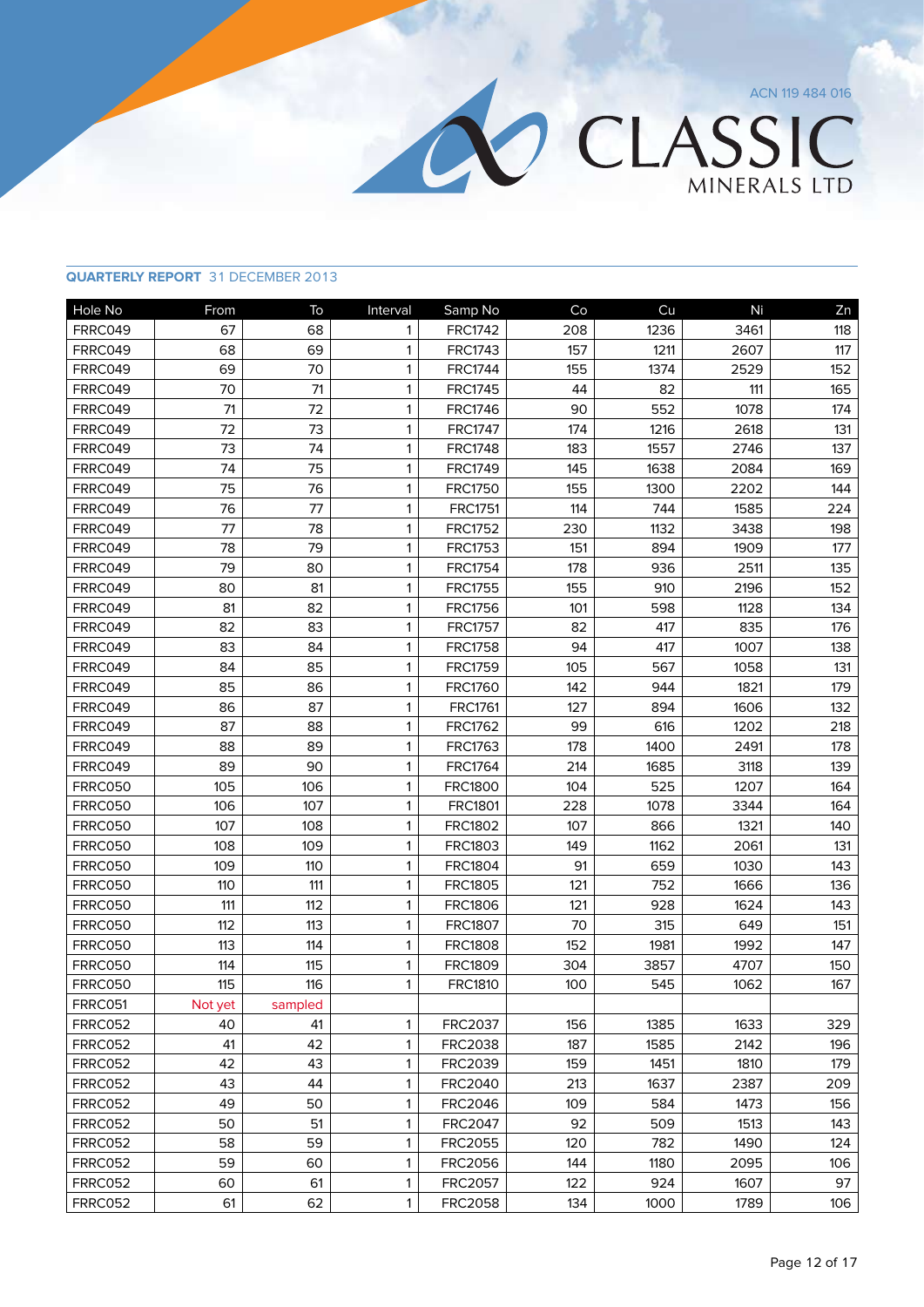**QUARTERLY REPORT** 31 DECEMBER 2013

| Hole No | From | To | Interval | Samp No | Co | Cu | Ni | Zn |
|---|---|---|---|---|---|---|---|---|
| FRRC049 | 67 | 68 | 1 | FRC1742 | 208 | 1236 | 3461 | 118 |
| FRRC049 | 68 | 69 | 1 | FRC1743 | 157 | 1211 | 2607 | 117 |
| FRRC049 | 69 | 70 | 1 | FRC1744 | 155 | 1374 | 2529 | 152 |
| FRRC049 | 70 | 71 | 1 | FRC1745 | 44 | 82 | 111 | 165 |
| FRRC049 | 71 | 72 | 1 | FRC1746 | 90 | 552 | 1078 | 174 |
| FRRC049 | 72 | 73 | 1 | FRC1747 | 174 | 1216 | 2618 | 131 |
| FRRC049 | 73 | 74 | 1 | FRC1748 | 183 | 1557 | 2746 | 137 |
| FRRC049 | 74 | 75 | 1 | FRC1749 | 145 | 1638 | 2084 | 169 |
| FRRC049 | 75 | 76 | 1 | FRC1750 | 155 | 1300 | 2202 | 144 |
| FRRC049 | 76 | 77 | 1 | FRC1751 | 114 | 744 | 1585 | 224 |
| FRRC049 | 77 | 78 | 1 | FRC1752 | 230 | 1132 | 3438 | 198 |
| FRRC049 | 78 | 79 | 1 | FRC1753 | 151 | 894 | 1909 | 177 |
| FRRC049 | 79 | 80 | 1 | FRC1754 | 178 | 936 | 2511 | 135 |
| FRRC049 | 80 | 81 | 1 | FRC1755 | 155 | 910 | 2196 | 152 |
| FRRC049 | 81 | 82 | 1 | FRC1756 | 101 | 598 | 1128 | 134 |
| FRRC049 | 82 | 83 | 1 | FRC1757 | 82 | 417 | 835 | 176 |
| FRRC049 | 83 | 84 | 1 | FRC1758 | 94 | 417 | 1007 | 138 |
| FRRC049 | 84 | 85 | 1 | FRC1759 | 105 | 567 | 1058 | 131 |
| FRRC049 | 85 | 86 | 1 | FRC1760 | 142 | 944 | 1821 | 179 |
| FRRC049 | 86 | 87 | 1 | FRC1761 | 127 | 894 | 1606 | 132 |
| FRRC049 | 87 | 88 | 1 | FRC1762 | 99 | 616 | 1202 | 218 |
| FRRC049 | 88 | 89 | 1 | FRC1763 | 178 | 1400 | 2491 | 178 |
| FRRC049 | 89 | 90 | 1 | FRC1764 | 214 | 1685 | 3118 | 139 |
| FRRC050 | 105 | 106 | 1 | FRC1800 | 104 | 525 | 1207 | 164 |
| FRRC050 | 106 | 107 | 1 | FRC1801 | 228 | 1078 | 3344 | 164 |
| FRRC050 | 107 | 108 | 1 | FRC1802 | 107 | 866 | 1321 | 140 |
| FRRC050 | 108 | 109 | 1 | FRC1803 | 149 | 1162 | 2061 | 131 |
| FRRC050 | 109 | 110 | 1 | FRC1804 | 91 | 659 | 1030 | 143 |
| FRRC050 | 110 | 111 | 1 | FRC1805 | 121 | 752 | 1666 | 136 |
| FRRC050 | 111 | 112 | 1 | FRC1806 | 121 | 928 | 1624 | 143 |
| FRRC050 | 112 | 113 | 1 | FRC1807 | 70 | 315 | 649 | 151 |
| FRRC050 | 113 | 114 | 1 | FRC1808 | 152 | 1981 | 1992 | 147 |
| FRRC050 | 114 | 115 | 1 | FRC1809 | 304 | 3857 | 4707 | 150 |
| FRRC050 | 115 | 116 | 1 | FRC1810 | 100 | 545 | 1062 | 167 |
| FRRC051 | Not yet | sampled | | | | | | |
| FRRC052 | 40 | 41 | 1 | FRC2037 | 156 | 1385 | 1633 | 329 |
| FRRC052 | 41 | 42 | 1 | FRC2038 | 187 | 1585 | 2142 | 196 |
| FRRC052 | 42 | 43 | 1 | FRC2039 | 159 | 1451 | 1810 | 179 |
| FRRC052 | 43 | 44 | 1 | FRC2040 | 213 | 1637 | 2387 | 209 |
| FRRC052 | 49 | 50 | 1 | FRC2046 | 109 | 584 | 1473 | 156 |
| FRRC052 | 50 | 51 | 1 | FRC2047 | 92 | 509 | 1513 | 143 |
| FRRC052 | 58 | 59 | 1 | FRC2055 | 120 | 782 | 1490 | 124 |
| FRRC052 | 59 | 60 | 1 | FRC2056 | 144 | 1180 | 2095 | 106 |
| FRRC052 | 60 | 61 | 1 | FRC2057 | 122 | 924 | 1607 | 97 |
| FRRC052 | 61 | 62 | 1 | FRC2058 | 134 | 1000 | 1789 | 106 |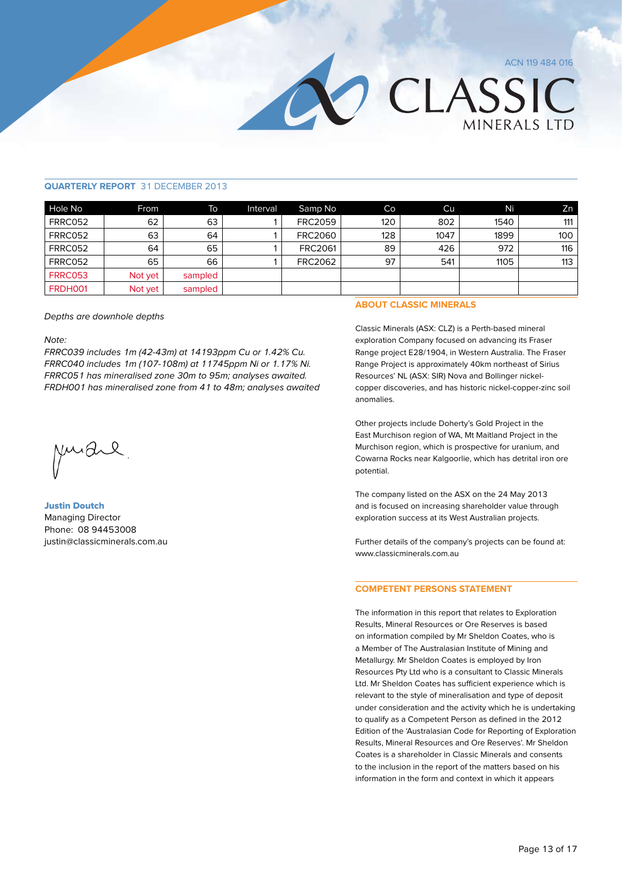**QUARTERLY REPORT** 31 DECEMBER 2013

| Hole No | From | To | Interval | Samp No | Co | Cu | Ni | Zn |
|---|---|---|---|---|---|---|---|---|
| FRRC052 | 62 | 63 | 1 | FRC2059 | 120 | 802 | 1540 | 111 |
| FRRC052 | 63 | 64 | 1 | FRC2060 | 128 | 1047 | 1899 | 100 |
| FRRC052 | 64 | 65 | 1 | FRC2061 | 89 | 426 | 972 | 116 |
| FRRC052 | 65 | 66 | 1 | FRC2062 | 97 | 541 | 1105 | 113 |
| FRRC053 | Not yet | sampled | | | | | | |
| FRDH001 | Not yet | sampled | | | | | | |

*Depths are downhole depths*

*Note:*
*FRRC039 includes 1m (42-43m) at 14193ppm Cu or 1.42% Cu.*
*FRRC040 includes 1m (107-108m) at 11745ppm Ni or 1.17% Ni.*
*FRRC051 has mineralised zone 30m to 95m; analyses awaited.*
*FRDH001 has mineralised zone from 41 to 48m; analyses awaited*

**Justin Doutch**
Managing Director
Phone: 08 94453008
justin@classicminerals.com.au

## ABOUT CLASSIC MINERALS

Classic Minerals (ASX: CLZ) is a Perth-based mineral exploration Company focused on advancing its Fraser Range project E28/1904, in Western Australia. The Fraser Range Project is approximately 40km northeast of Sirius Resources' NL (ASX: SIR) Nova and Bollinger nickel-copper discoveries, and has historic nickel-copper-zinc soil anomalies.

Other projects include Doherty's Gold Project in the East Murchison region of WA, Mt Maitland Project in the Murchison region, which is prospective for uranium, and Cowarna Rocks near Kalgoorlie, which has detrital iron ore potential.

The company listed on the ASX on the 24 May 2013 and is focused on increasing shareholder value through exploration success at its West Australian projects.

Further details of the company's projects can be found at: www.classicminerals.com.au

## COMPETENT PERSONS STATEMENT

The information in this report that relates to Exploration Results, Mineral Resources or Ore Reserves is based on information compiled by Mr Sheldon Coates, who is a Member of The Australasian Institute of Mining and Metallurgy. Mr Sheldon Coates is employed by Iron Resources Pty Ltd who is a consultant to Classic Minerals Ltd. Mr Sheldon Coates has sufficient experience which is relevant to the style of mineralisation and type of deposit under consideration and the activity which he is undertaking to qualify as a Competent Person as defined in the 2012 Edition of the 'Australasian Code for Reporting of Exploration Results, Mineral Resources and Ore Reserves'. Mr Sheldon Coates is a shareholder in Classic Minerals and consents to the inclusion in the report of the matters based on his information in the form and context in which it appears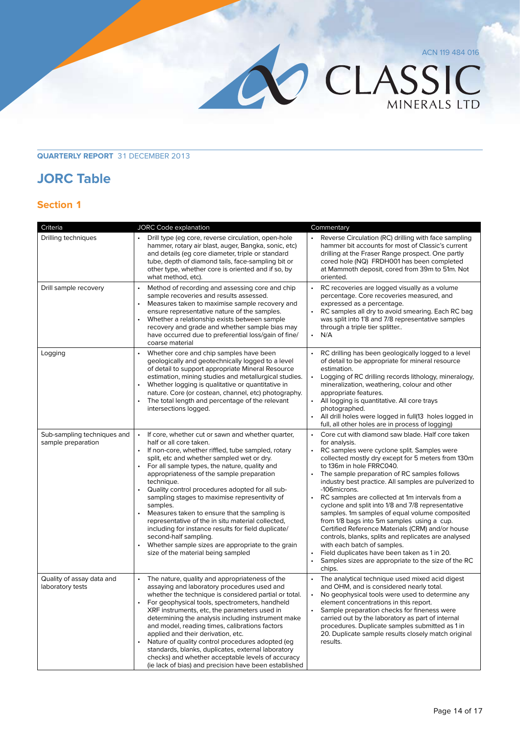QUARTERLY REPORT 31 DECEMBER 2013

# JORC Table

## Section 1

| Criteria | JORC Code explanation | Commentary |
|---|---|---|
| Drilling techniques | • Drill type (eg core, reverse circulation, open-hole hammer, rotary air blast, auger, Bangka, sonic, etc) and details (eg core diameter, triple or standard tube, depth of diamond tails, face-sampling bit or other type, whether core is oriented and if so, by what method, etc). | • Reverse Circulation (RC) drilling with face sampling hammer bit accounts for most of Classic's current drilling at the Fraser Range prospect. One partly cored hole (NQ) FRDH001 has been completed at Mammoth deposit, cored from 39m to 51m. Not oriented. |
| Drill sample recovery | • Method of recording and assessing core and chip sample recoveries and results assessed.<br>• Measures taken to maximise sample recovery and ensure representative nature of the samples.<br>• Whether a relationship exists between sample recovery and grade and whether sample bias may have occurred due to preferential loss/gain of fine/ coarse material | • RC recoveries are logged visually as a volume percentage. Core recoveries measured, and expressed as a percentage.<br>• RC samples all dry to avoid smearing. Each RC bag was split into 1'8 and 7/8 representative samples through a triple tier splitter..<br>• N/A |
| Logging | • Whether core and chip samples have been geologically and geotechnically logged to a level of detail to support appropriate Mineral Resource estimation, mining studies and metallurgical studies.<br>• Whether logging is qualitative or quantitative in nature. Core (or costean, channel, etc) photography.<br>• The total length and percentage of the relevant intersections logged. | • RC drilling has been geologically logged to a level of detail to be appropriate for mineral resource estimation.<br>• Logging of RC drilling records lithology, mineralogy, mineralization, weathering, colour and other appropriate features.<br>• All logging is quantitative. All core trays photographed.<br>• All drill holes were logged in full(13 holes logged in full, all other holes are in process of logging) |
| Sub-sampling techniques and sample preparation | • If core, whether cut or sawn and whether quarter, half or all core taken.<br>• If non-core, whether riffled, tube sampled, rotary split, etc and whether sampled wet or dry.<br>• For all sample types, the nature, quality and appropriateness of the sample preparation technique.<br>• Quality control procedures adopted for all sub-sampling stages to maximise representivity of samples.<br>• Measures taken to ensure that the sampling is representative of the in situ material collected, including for instance results for field duplicate/ second-half sampling.<br>• Whether sample sizes are appropriate to the grain size of the material being sampled | • Core cut with diamond saw blade. Half core taken for analysis.<br>• RC samples were cyclone split. Samples were collected mostly dry except for 5 meters from 130m to 136m in hole FRRC040.<br>• The sample preparation of RC samples follows industry best practice. All samples are pulverized to -106microns.<br>• RC samples are collected at 1m intervals from a cyclone and split into 1/8 and 7/8 representative samples. 1m samples of equal volume composited from 1/8 bags into 5m samples using a cup. Certified Reference Materials (CRM) and/or house controls, blanks, splits and replicates are analysed with each batch of samples.<br>• Field duplicates have been taken as 1 in 20.<br>• Samples sizes are appropriate to the size of the RC chips. |
| Quality of assay data and laboratory tests | • The nature, quality and appropriateness of the assaying and laboratory procedures used and whether the technique is considered partial or total.<br>• For geophysical tools, spectrometers, handheld XRF instruments, etc, the parameters used in determining the analysis including instrument make and model, reading times, calibrations factors applied and their derivation, etc.<br>• Nature of quality control procedures adopted (eg standards, blanks, duplicates, external laboratory checks) and whether acceptable levels of accuracy (ie lack of bias) and precision have been established | • The analytical technique used mixed acid digest and OHM, and is considered nearly total.<br>• No geophysical tools were used to determine any element concentrations in this report.<br>• Sample preparation checks for fineness were carried out by the laboratory as part of internal procedures. Duplicate samples submitted as 1 in 20. Duplicate sample results closely match original results. |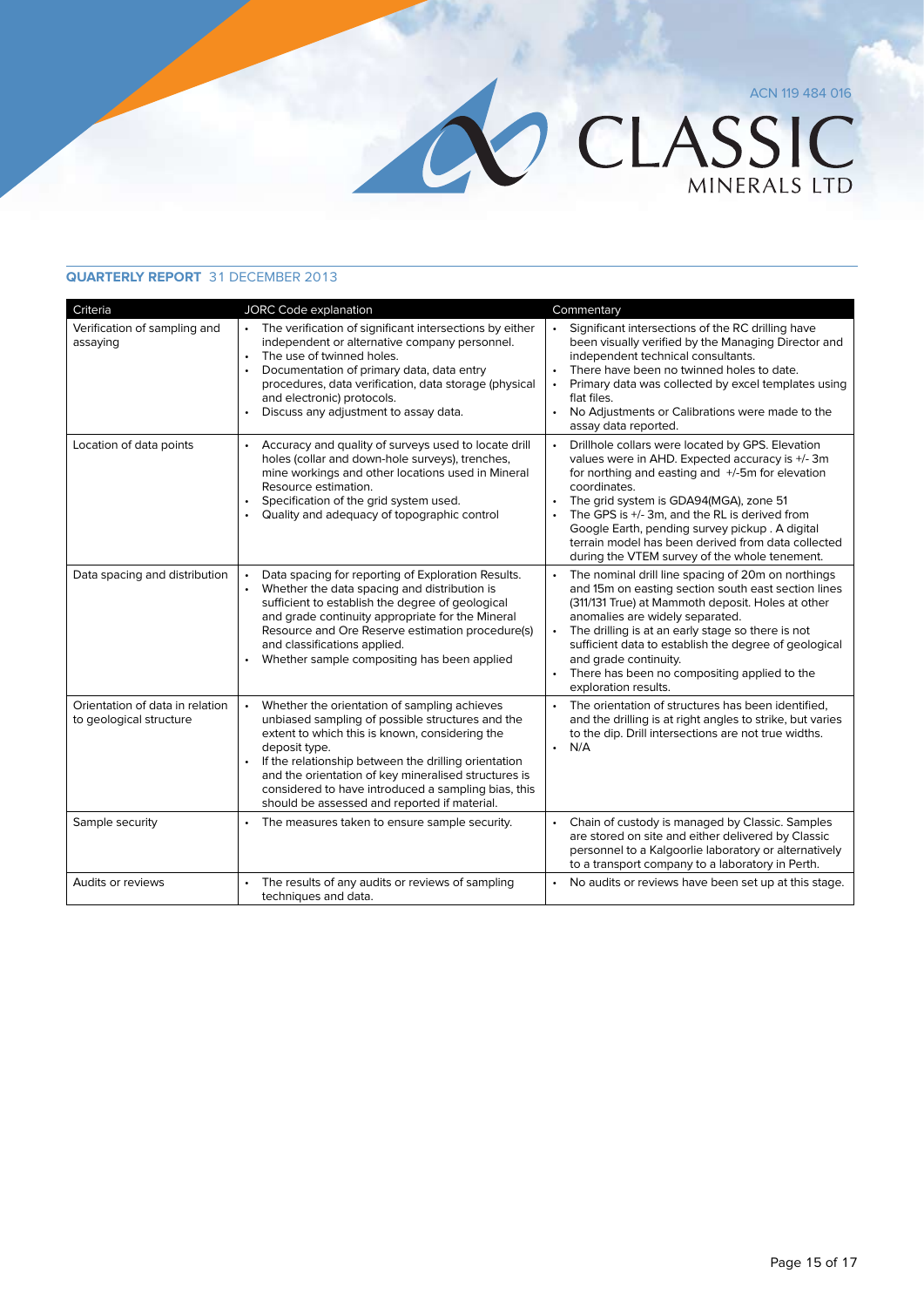**QUARTERLY REPORT** 31 DECEMBER 2013

| Criteria | JORC Code explanation | Commentary |
|---|---|---|
| Verification of sampling and assaying | • The verification of significant intersections by either independent or alternative company personnel.<br>• The use of twinned holes.<br>• Documentation of primary data, data entry procedures, data verification, data storage (physical and electronic) protocols.<br>• Discuss any adjustment to assay data. | • Significant intersections of the RC drilling have been visually verified by the Managing Director and independent technical consultants.<br>• There have been no twinned holes to date.<br>• Primary data was collected by excel templates using flat files.<br>• No Adjustments or Calibrations were made to the assay data reported. |
| Location of data points | • Accuracy and quality of surveys used to locate drill holes (collar and down-hole surveys), trenches, mine workings and other locations used in Mineral Resource estimation.<br>• Specification of the grid system used.<br>• Quality and adequacy of topographic control | • Drillhole collars were located by GPS. Elevation values were in AHD. Expected accuracy is +/- 3m for northing and easting and +/-5m for elevation coordinates.<br>• The grid system is GDA94(MGA), zone 51<br>• The GPS is +/- 3m, and the RL is derived from Google Earth, pending survey pickup . A digital terrain model has been derived from data collected during the VTEM survey of the whole tenement. |
| Data spacing and distribution | • Data spacing for reporting of Exploration Results.<br>• Whether the data spacing and distribution is sufficient to establish the degree of geological and grade continuity appropriate for the Mineral Resource and Ore Reserve estimation procedure(s) and classifications applied.<br>• Whether sample compositing has been applied | • The nominal drill line spacing of 20m on northings and 15m on easting section south east section lines (311/131 True) at Mammoth deposit. Holes at other anomalies are widely separated.<br>• The drilling is at an early stage so there is not sufficient data to establish the degree of geological and grade continuity.<br>• There has been no compositing applied to the exploration results. |
| Orientation of data in relation to geological structure | • Whether the orientation of sampling achieves unbiased sampling of possible structures and the extent to which this is known, considering the deposit type.<br>• If the relationship between the drilling orientation and the orientation of key mineralised structures is considered to have introduced a sampling bias, this should be assessed and reported if material. | • The orientation of structures has been identified, and the drilling is at right angles to strike, but varies to the dip. Drill intersections are not true widths.<br>• N/A |
| Sample security | • The measures taken to ensure sample security. | • Chain of custody is managed by Classic. Samples are stored on site and either delivered by Classic personnel to a Kalgoorlie laboratory or alternatively to a transport company to a laboratory in Perth. |
| Audits or reviews | • The results of any audits or reviews of sampling techniques and data. | • No audits or reviews have been set up at this stage. |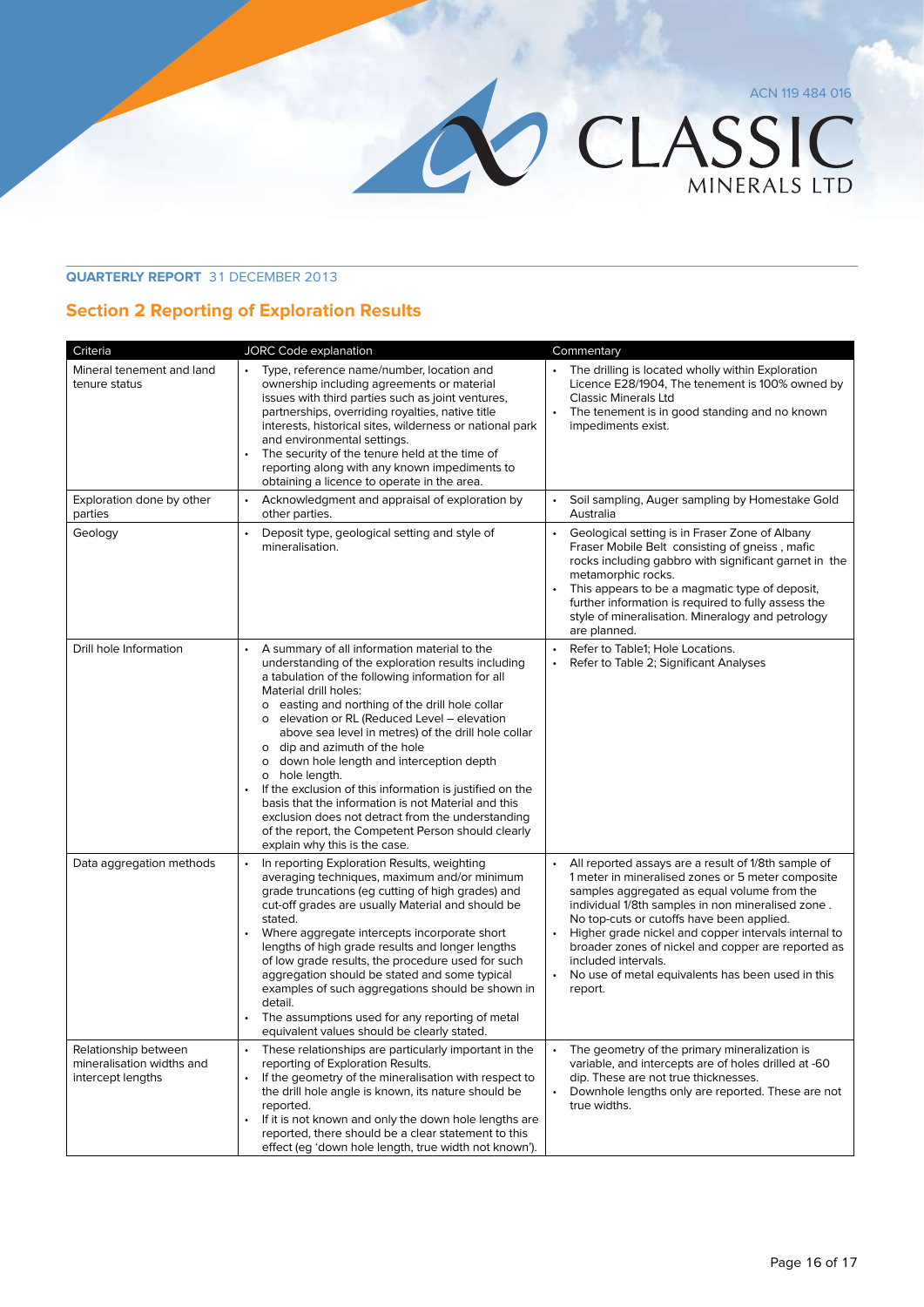**QUARTERLY REPORT** 31 DECEMBER 2013

## Section 2 Reporting of Exploration Results

| Criteria | JORC Code explanation | Commentary |
|---|---|---|
| Mineral tenement and land tenure status | • Type, reference name/number, location and ownership including agreements or material issues with third parties such as joint ventures, partnerships, overriding royalties, native title interests, historical sites, wilderness or national park and environmental settings.<br>• The security of the tenure held at the time of reporting along with any known impediments to obtaining a licence to operate in the area. | • The drilling is located wholly within Exploration Licence E28/1904, The tenement is 100% owned by Classic Minerals Ltd<br>• The tenement is in good standing and no known impediments exist. |
| Exploration done by other parties | • Acknowledgment and appraisal of exploration by other parties. | • Soil sampling, Auger sampling by Homestake Gold Australia |
| Geology | • Deposit type, geological setting and style of mineralisation. | • Geological setting is in Fraser Zone of Albany Fraser Mobile Belt consisting of gneiss , mafic rocks including gabbro with significant garnet in the metamorphic rocks.<br>• This appears to be a magmatic type of deposit, further information is required to fully assess the style of mineralisation. Mineralogy and petrology are planned. |
| Drill hole Information | • A summary of all information material to the understanding of the exploration results including a tabulation of the following information for all Material drill holes:<br>o easting and northing of the drill hole collar<br>o elevation or RL (Reduced Level – elevation above sea level in metres) of the drill hole collar<br>o dip and azimuth of the hole<br>o down hole length and interception depth<br>o hole length.<br>• If the exclusion of this information is justified on the basis that the information is not Material and this exclusion does not detract from the understanding of the report, the Competent Person should clearly explain why this is the case. | • Refer to Table1; Hole Locations.<br>• Refer to Table 2; Significant Analyses |
| Data aggregation methods | • In reporting Exploration Results, weighting averaging techniques, maximum and/or minimum grade truncations (eg cutting of high grades) and cut-off grades are usually Material and should be stated.<br>• Where aggregate intercepts incorporate short lengths of high grade results and longer lengths of low grade results, the procedure used for such aggregation should be stated and some typical examples of such aggregations should be shown in detail.<br>• The assumptions used for any reporting of metal equivalent values should be clearly stated. | • All reported assays are a result of 1/8th sample of 1 meter in mineralised zones or 5 meter composite samples aggregated as equal volume from the individual 1/8th samples in non mineralised zone . No top-cuts or cutoffs have been applied.<br>• Higher grade nickel and copper intervals internal to broader zones of nickel and copper are reported as included intervals.<br>• No use of metal equivalents has been used in this report. |
| Relationship between mineralisation widths and intercept lengths | • These relationships are particularly important in the reporting of Exploration Results.<br>• If the geometry of the mineralisation with respect to the drill hole angle is known, its nature should be reported.<br>• If it is not known and only the down hole lengths are reported, there should be a clear statement to this effect (eg 'down hole length, true width not known'). | • The geometry of the primary mineralization is variable, and intercepts are of holes drilled at -60 dip. These are not true thicknesses.<br>• Downhole lengths only are reported. These are not true widths. |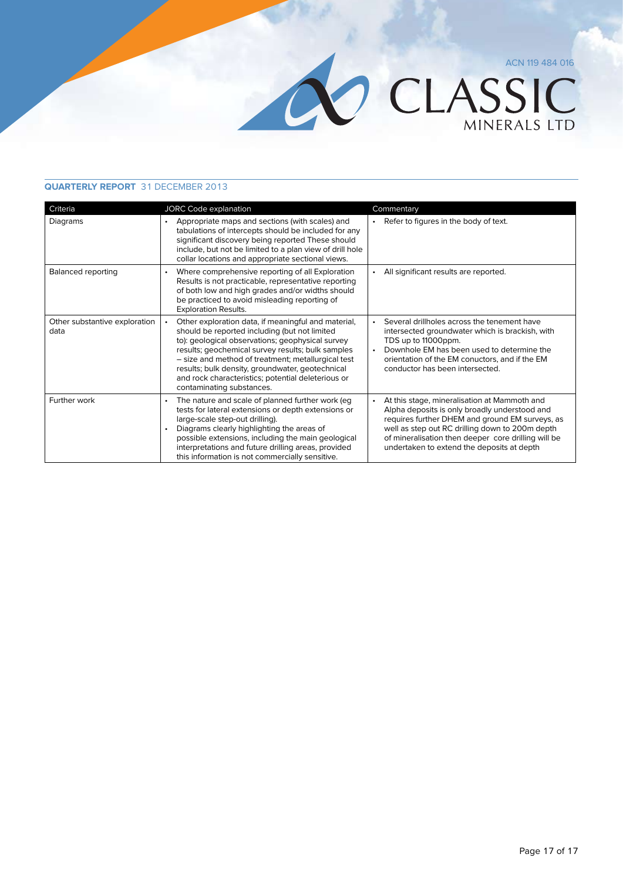| Criteria | JORC Code explanation | Commentary |
|---|---|---|
| Diagrams | • Appropriate maps and sections (with scales) and tabulations of intercepts should be included for any significant discovery being reported These should include, but not be limited to a plan view of drill hole collar locations and appropriate sectional views. | • Refer to figures in the body of text. |
| Balanced reporting | • Where comprehensive reporting of all Exploration Results is not practicable, representative reporting of both low and high grades and/or widths should be practiced to avoid misleading reporting of Exploration Results. | • All significant results are reported. |
| Other substantive exploration data | • Other exploration data, if meaningful and material, should be reported including (but not limited to): geological observations; geophysical survey results; geochemical survey results; bulk samples – size and method of treatment; metallurgical test results; bulk density, groundwater, geotechnical and rock characteristics; potential deleterious or contaminating substances. | • Several drillholes across the tenement have intersected groundwater which is brackish, with TDS up to 11000ppm.<br>• Downhole EM has been used to determine the orientation of the EM conductors, and if the EM conductor has been intersected. |
| Further work | • The nature and scale of planned further work (eg tests for lateral extensions or depth extensions or large-scale step-out drilling).<br>• Diagrams clearly highlighting the areas of possible extensions, including the main geological interpretations and future drilling areas, provided this information is not commercially sensitive. | • At this stage, mineralisation at Mammoth and Alpha deposits is only broadly understood and requires further DHEM and ground EM surveys, as well as step out RC drilling down to 200m depth of mineralisation then deeper core drilling will be undertaken to extend the deposits at depth |